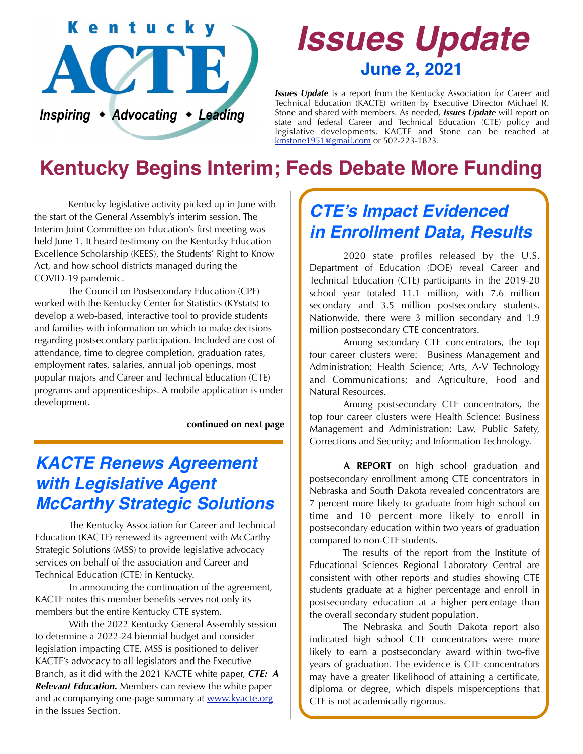Kentucky

# ACTE

*Inspiring ◆ Advocating ◆ Leading*

# *Issues Update*

## June 2, 2021

***Issues Update*** is a report from the Kentucky Association for Career and Technical Education (KACTE) written by Executive Director Michael R. Stone and shared with members. As needed, ***Issues Update*** will report on state and federal Career and Technical Education (CTE) policy and legislative developments. KACTE and Stone can be reached at kmstone1951@gmail.com or 502-223-1823.

# Kentucky Begins Interim; Feds Debate More Funding

Kentucky legislative activity picked up in June with the start of the General Assembly's interim session. The Interim Joint Committee on Education's first meeting was held June 1. It heard testimony on the Kentucky Education Excellence Scholarship (KEES), the Students' Right to Know Act, and how school districts managed during the COVID-19 pandemic.

The Council on Postsecondary Education (CPE) worked with the Kentucky Center for Statistics (KYstats) to develop a web-based, interactive tool to provide students and families with information on which to make decisions regarding postsecondary participation. Included are cost of attendance, time to degree completion, graduation rates, employment rates, salaries, annual job openings, most popular majors and Career and Technical Education (CTE) programs and apprenticeships. A mobile application is under development.

**continued on next page**

## *KACTE Renews Agreement with Legislative Agent McCarthy Strategic Solutions*

The Kentucky Association for Career and Technical Education (KACTE) renewed its agreement with McCarthy Strategic Solutions (MSS) to provide legislative advocacy services on behalf of the association and Career and Technical Education (CTE) in Kentucky.

In announcing the continuation of the agreement, KACTE notes this member benefits serves not only its members but the entire Kentucky CTE system.

With the 2022 Kentucky General Assembly session to determine a 2022-24 biennial budget and consider legislation impacting CTE, MSS is positioned to deliver KACTE's advocacy to all legislators and the Executive Branch, as it did with the 2021 KACTE white paper, ***CTE: A Relevant Education.*** Members can review the white paper and accompanying one-page summary at www.kyacte.org in the Issues Section.

## *CTE's Impact Evidenced in Enrollment Data, Results*

2020 state profiles released by the U.S. Department of Education (DOE) reveal Career and Technical Education (CTE) participants in the 2019-20 school year totaled 11.1 million, with 7.6 million secondary and 3.5 million postsecondary students. Nationwide, there were 3 million secondary and 1.9 million postsecondary CTE concentrators.

Among secondary CTE concentrators, the top four career clusters were: Business Management and Administration; Health Science; Arts, A-V Technology and Communications; and Agriculture, Food and Natural Resources.

Among postsecondary CTE concentrators, the top four career clusters were Health Science; Business Management and Administration; Law, Public Safety, Corrections and Security; and Information Technology.

**A REPORT** on high school graduation and postsecondary enrollment among CTE concentrators in Nebraska and South Dakota revealed concentrators are 7 percent more likely to graduate from high school on time and 10 percent more likely to enroll in postsecondary education within two years of graduation compared to non-CTE students.

The results of the report from the Institute of Educational Sciences Regional Laboratory Central are consistent with other reports and studies showing CTE students graduate at a higher percentage and enroll in postsecondary education at a higher percentage than the overall secondary student population.

The Nebraska and South Dakota report also indicated high school CTE concentrators were more likely to earn a postsecondary award within two-five years of graduation. The evidence is CTE concentrators may have a greater likelihood of attaining a certificate, diploma or degree, which dispels misperceptions that CTE is not academically rigorous.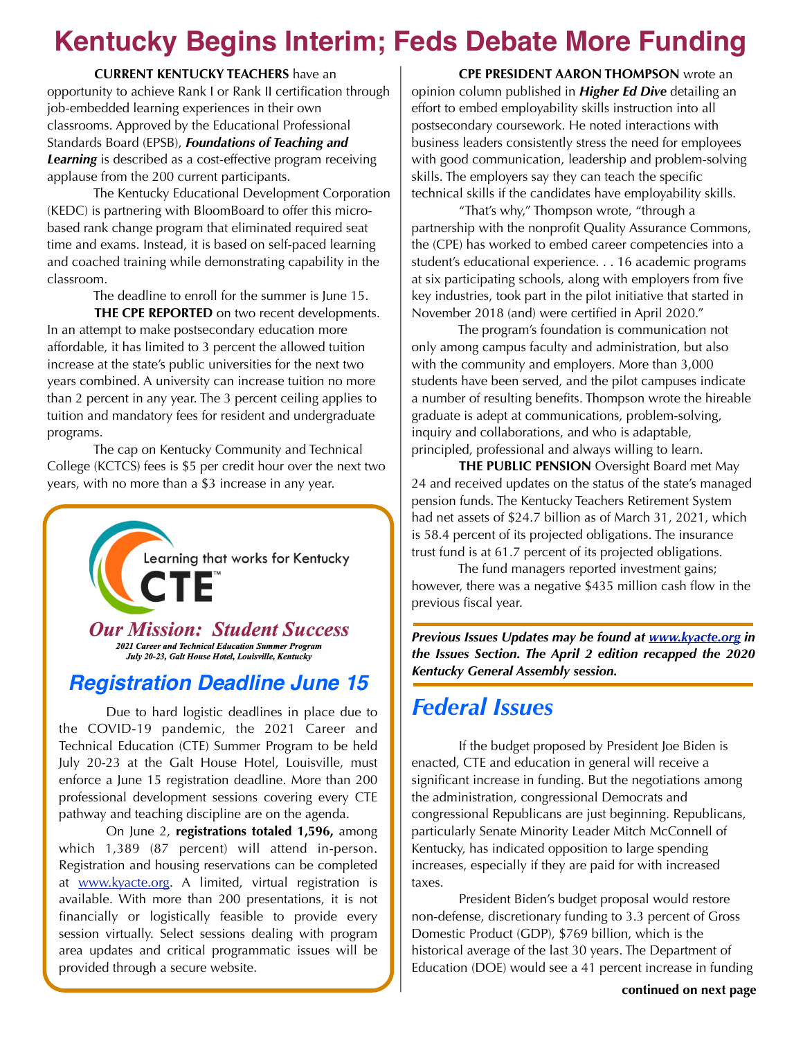# Kentucky Begins Interim; Feds Debate More Funding

**CURRENT KENTUCKY TEACHERS** have an opportunity to achieve Rank I or Rank II certification through job-embedded learning experiences in their own classrooms. Approved by the Educational Professional Standards Board (EPSB), ***Foundations of Teaching and Learning*** is described as a cost-effective program receiving applause from the 200 current participants.

The Kentucky Educational Development Corporation (KEDC) is partnering with BloomBoard to offer this micro-based rank change program that eliminated required seat time and exams. Instead, it is based on self-paced learning and coached training while demonstrating capability in the classroom.

The deadline to enroll for the summer is June 15.

**THE CPE REPORTED** on two recent developments. In an attempt to make postsecondary education more affordable, it has limited to 3 percent the allowed tuition increase at the state's public universities for the next two years combined. A university can increase tuition no more than 2 percent in any year. The 3 percent ceiling applies to tuition and mandatory fees for resident and undergraduate programs.

The cap on Kentucky Community and Technical College (KCTCS) fees is $5 per credit hour over the next two years, with no more than a $3 increase in any year.

Learning that works for Kentucky

CTE™

***Our Mission: Student Success***

*2021 Career and Technical Education Summer Program*
*July 20-23, Galt House Hotel, Louisville, Kentucky*

## *Registration Deadline June 15*

Due to hard logistic deadlines in place due to the COVID-19 pandemic, the 2021 Career and Technical Education (CTE) Summer Program to be held July 20-23 at the Galt House Hotel, Louisville, must enforce a June 15 registration deadline. More than 200 professional development sessions covering every CTE pathway and teaching discipline are on the agenda.

On June 2, **registrations totaled 1,596,** among which 1,389 (87 percent) will attend in-person. Registration and housing reservations can be completed at www.kyacte.org. A limited, virtual registration is available. With more than 200 presentations, it is not financially or logistically feasible to provide every session virtually. Select sessions dealing with program area updates and critical programmatic issues will be provided through a secure website.

**CPE PRESIDENT AARON THOMPSON** wrote an opinion column published in ***Higher Ed Dive*** detailing an effort to embed employability skills instruction into all postsecondary coursework. He noted interactions with business leaders consistently stress the need for employees with good communication, leadership and problem-solving skills. The employers say they can teach the specific technical skills if the candidates have employability skills.

"That's why," Thompson wrote, "through a partnership with the nonprofit Quality Assurance Commons, the (CPE) has worked to embed career competencies into a student's educational experience. . . 16 academic programs at six participating schools, along with employers from five key industries, took part in the pilot initiative that started in November 2018 (and) were certified in April 2020."

The program's foundation is communication not only among campus faculty and administration, but also with the community and employers. More than 3,000 students have been served, and the pilot campuses indicate a number of resulting benefits. Thompson wrote the hireable graduate is adept at communications, problem-solving, inquiry and collaborations, and who is adaptable, principled, professional and always willing to learn.

**THE PUBLIC PENSION** Oversight Board met May 24 and received updates on the status of the state's managed pension funds. The Kentucky Teachers Retirement System had net assets of $24.7 billion as of March 31, 2021, which is 58.4 percent of its projected obligations. The insurance trust fund is at 61.7 percent of its projected obligations.

The fund managers reported investment gains; however, there was a negative $435 million cash flow in the previous fiscal year.

***Previous Issues Updates may be found at www.kyacte.org in the Issues Section. The April 2 edition recapped the 2020 Kentucky General Assembly session.***

## *Federal Issues*

If the budget proposed by President Joe Biden is enacted, CTE and education in general will receive a significant increase in funding. But the negotiations among the administration, congressional Democrats and congressional Republicans are just beginning. Republicans, particularly Senate Minority Leader Mitch McConnell of Kentucky, has indicated opposition to large spending increases, especially if they are paid for with increased taxes.

President Biden's budget proposal would restore non-defense, discretionary funding to 3.3 percent of Gross Domestic Product (GDP), $769 billion, which is the historical average of the last 30 years. The Department of Education (DOE) would see a 41 percent increase in funding

**continued on next page**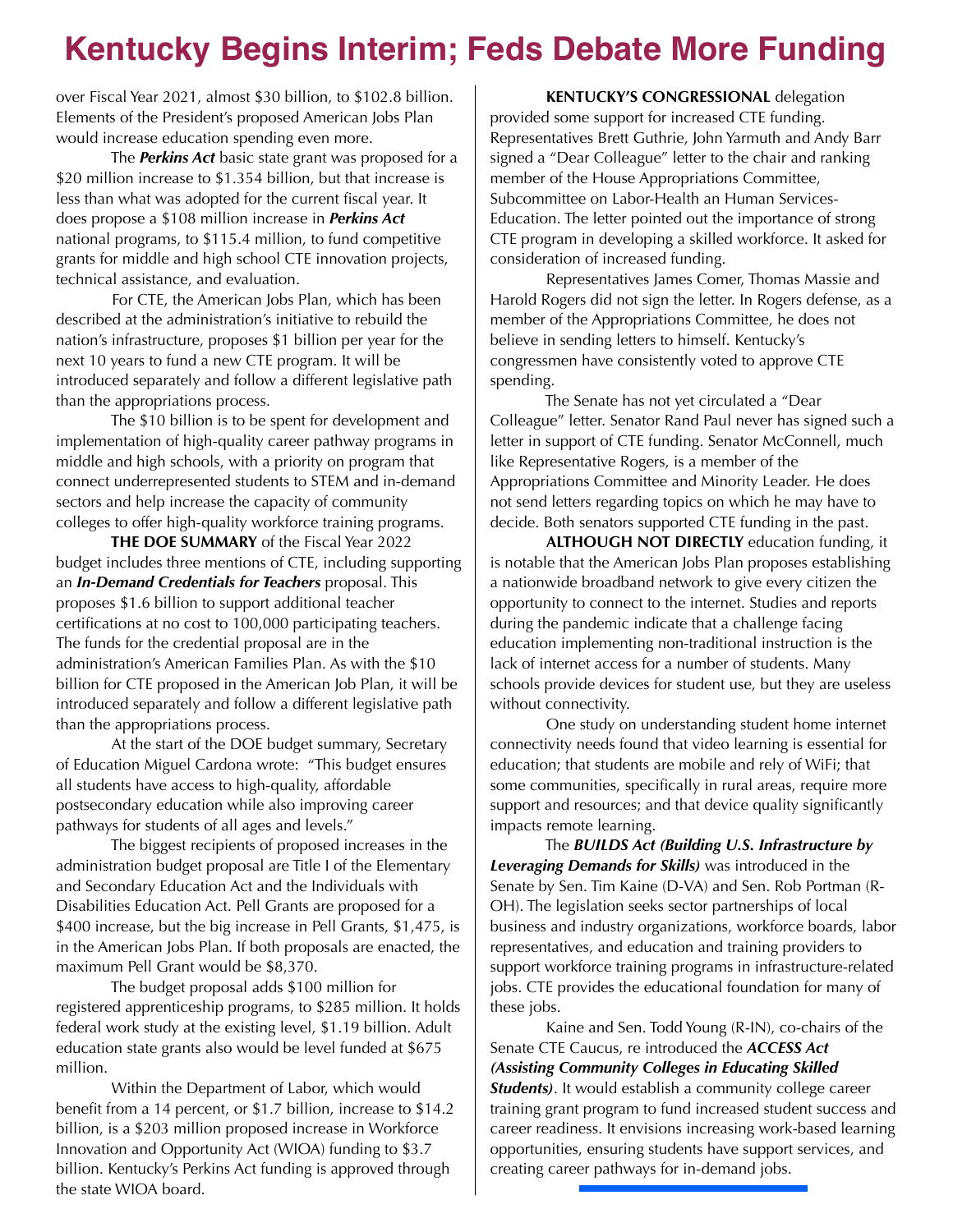# Kentucky Begins Interim; Feds Debate More Funding

over Fiscal Year 2021, almost $30 billion, to $102.8 billion. Elements of the President's proposed American Jobs Plan would increase education spending even more.

The ***Perkins Act*** basic state grant was proposed for a $20 million increase to $1.354 billion, but that increase is less than what was adopted for the current fiscal year. It does propose a $108 million increase in ***Perkins Act*** national programs, to $115.4 million, to fund competitive grants for middle and high school CTE innovation projects, technical assistance, and evaluation.

For CTE, the American Jobs Plan, which has been described at the administration's initiative to rebuild the nation's infrastructure, proposes $1 billion per year for the next 10 years to fund a new CTE program. It will be introduced separately and follow a different legislative path than the appropriations process.

The $10 billion is to be spent for development and implementation of high-quality career pathway programs in middle and high schools, with a priority on program that connect underrepresented students to STEM and in-demand sectors and help increase the capacity of community colleges to offer high-quality workforce training programs.

**THE DOE SUMMARY** of the Fiscal Year 2022 budget includes three mentions of CTE, including supporting an ***In-Demand Credentials for Teachers*** proposal. This proposes $1.6 billion to support additional teacher certifications at no cost to 100,000 participating teachers. The funds for the credential proposal are in the administration's American Families Plan. As with the $10 billion for CTE proposed in the American Job Plan, it will be introduced separately and follow a different legislative path than the appropriations process.

At the start of the DOE budget summary, Secretary of Education Miguel Cardona wrote: "This budget ensures all students have access to high-quality, affordable postsecondary education while also improving career pathways for students of all ages and levels."

The biggest recipients of proposed increases in the administration budget proposal are Title I of the Elementary and Secondary Education Act and the Individuals with Disabilities Education Act. Pell Grants are proposed for a $400 increase, but the big increase in Pell Grants, $1,475, is in the American Jobs Plan. If both proposals are enacted, the maximum Pell Grant would be $8,370.

The budget proposal adds $100 million for registered apprenticeship programs, to $285 million. It holds federal work study at the existing level, $1.19 billion. Adult education state grants also would be level funded at $675 million.

Within the Department of Labor, which would benefit from a 14 percent, or $1.7 billion, increase to $14.2 billion, is a $203 million proposed increase in Workforce Innovation and Opportunity Act (WIOA) funding to $3.7 billion. Kentucky's Perkins Act funding is approved through the state WIOA board.

**KENTUCKY'S CONGRESSIONAL** delegation provided some support for increased CTE funding. Representatives Brett Guthrie, John Yarmuth and Andy Barr signed a "Dear Colleague" letter to the chair and ranking member of the House Appropriations Committee, Subcommittee on Labor-Health an Human Services-Education. The letter pointed out the importance of strong CTE program in developing a skilled workforce. It asked for consideration of increased funding.

Representatives James Comer, Thomas Massie and Harold Rogers did not sign the letter. In Rogers defense, as a member of the Appropriations Committee, he does not believe in sending letters to himself. Kentucky's congressmen have consistently voted to approve CTE spending.

The Senate has not yet circulated a "Dear Colleague" letter. Senator Rand Paul never has signed such a letter in support of CTE funding. Senator McConnell, much like Representative Rogers, is a member of the Appropriations Committee and Minority Leader. He does not send letters regarding topics on which he may have to decide. Both senators supported CTE funding in the past.

**ALTHOUGH NOT DIRECTLY** education funding, it is notable that the American Jobs Plan proposes establishing a nationwide broadband network to give every citizen the opportunity to connect to the internet. Studies and reports during the pandemic indicate that a challenge facing education implementing non-traditional instruction is the lack of internet access for a number of students. Many schools provide devices for student use, but they are useless without connectivity.

One study on understanding student home internet connectivity needs found that video learning is essential for education; that students are mobile and rely of WiFi; that some communities, specifically in rural areas, require more support and resources; and that device quality significantly impacts remote learning.

The ***BUILDS Act (Building U.S. Infrastructure by Leveraging Demands for Skills)*** was introduced in the Senate by Sen. Tim Kaine (D-VA) and Sen. Rob Portman (R-OH). The legislation seeks sector partnerships of local business and industry organizations, workforce boards, labor representatives, and education and training providers to support workforce training programs in infrastructure-related jobs. CTE provides the educational foundation for many of these jobs.

Kaine and Sen. Todd Young (R-IN), co-chairs of the Senate CTE Caucus, re introduced the ***ACCESS Act (Assisting Community Colleges in Educating Skilled Students)***. It would establish a community college career training grant program to fund increased student success and career readiness. It envisions increasing work-based learning opportunities, ensuring students have support services, and creating career pathways for in-demand jobs.